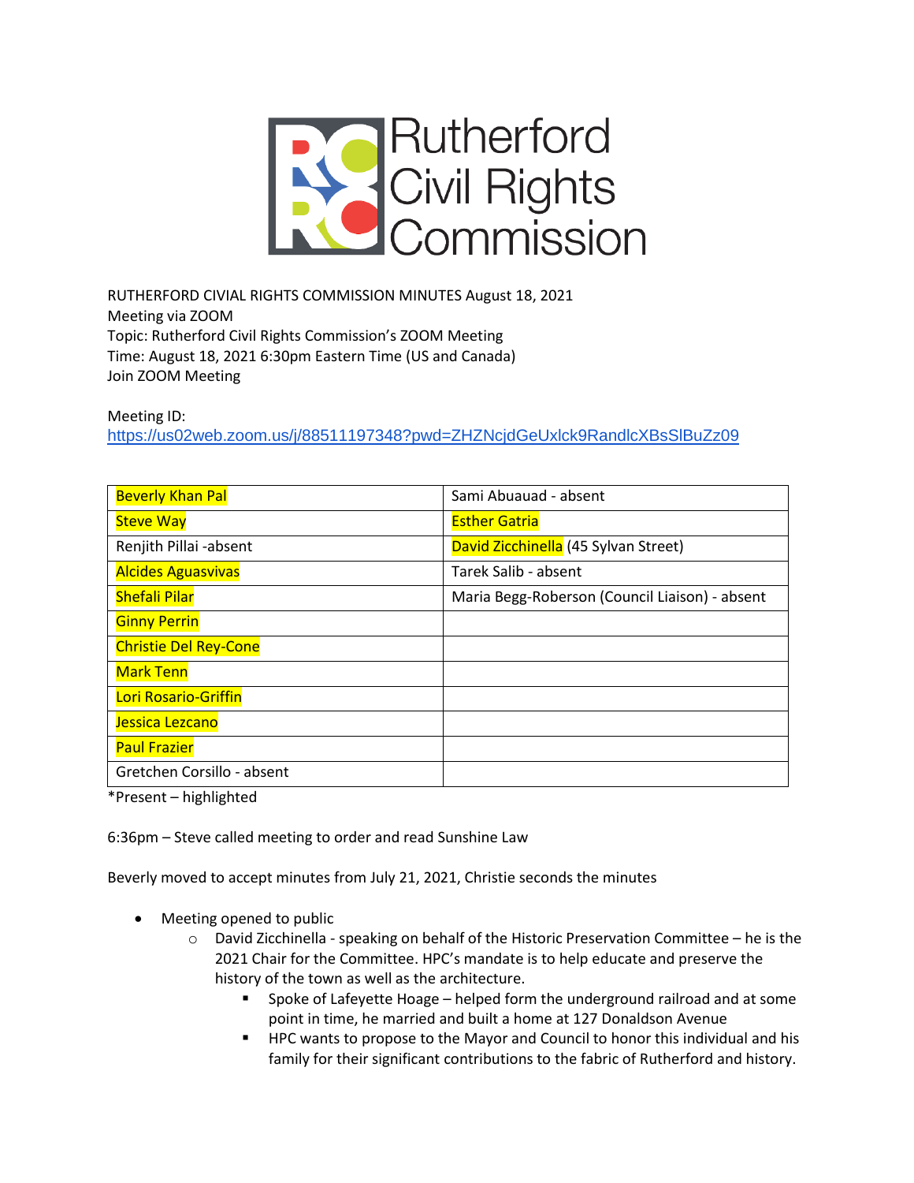# Rutherford Civil Rights Commission

RUTHERFORD CIVIAL RIGHTS COMMISSION MINUTES August 18, 2021
Meeting via ZOOM
Topic: Rutherford Civil Rights Commission's ZOOM Meeting
Time: August 18, 2021 6:30pm Eastern Time (US and Canada)
Join ZOOM Meeting

Meeting ID:
https://us02web.zoom.us/j/88511197348?pwd=ZHZNcjdGeUxlck9RandlcXBsSlBuZz09

| | |
|---|---|
| Beverly Khan Pal | Sami Abuauad - absent |
| Steve Way | Esther Gatria |
| Renjith Pillai -absent | David Zicchinella (45 Sylvan Street) |
| Alcides Aguasvivas | Tarek Salib - absent |
| Shefali Pilar | Maria Begg-Roberson (Council Liaison) - absent |
| Ginny Perrin | |
| Christie Del Rey-Cone | |
| Mark Tenn | |
| Lori Rosario-Griffin | |
| Jessica Lezcano | |
| Paul Frazier | |
| Gretchen Corsillo - absent | |

*Present – highlighted

6:36pm – Steve called meeting to order and read Sunshine Law

Beverly moved to accept minutes from July 21, 2021, Christie seconds the minutes

- Meeting opened to public
  - David Zicchinella - speaking on behalf of the Historic Preservation Committee – he is the 2021 Chair for the Committee. HPC's mandate is to help educate and preserve the history of the town as well as the architecture.
    - Spoke of Lafeyette Hoage – helped form the underground railroad and at some point in time, he married and built a home at 127 Donaldson Avenue
    - HPC wants to propose to the Mayor and Council to honor this individual and his family for their significant contributions to the fabric of Rutherford and history.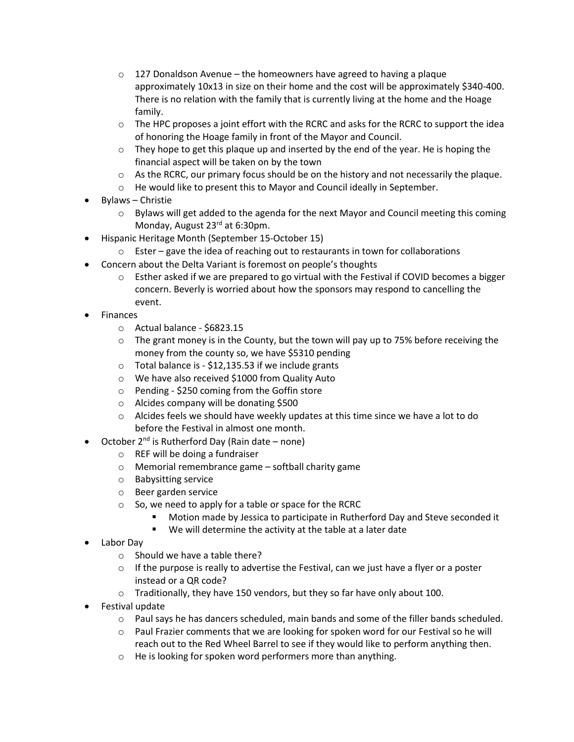- 127 Donaldson Avenue – the homeowners have agreed to having a plaque approximately 10x13 in size on their home and the cost will be approximately $340-400. There is no relation with the family that is currently living at the home and the Hoage family.
  - The HPC proposes a joint effort with the RCRC and asks for the RCRC to support the idea of honoring the Hoage family in front of the Mayor and Council.
  - They hope to get this plaque up and inserted by the end of the year. He is hoping the financial aspect will be taken on by the town
  - As the RCRC, our primary focus should be on the history and not necessarily the plaque.
  - He would like to present this to Mayor and Council ideally in September.
- Bylaws – Christie
  - Bylaws will get added to the agenda for the next Mayor and Council meeting this coming Monday, August 23rd at 6:30pm.
- Hispanic Heritage Month (September 15-October 15)
  - Ester – gave the idea of reaching out to restaurants in town for collaborations
- Concern about the Delta Variant is foremost on people's thoughts
  - Esther asked if we are prepared to go virtual with the Festival if COVID becomes a bigger concern. Beverly is worried about how the sponsors may respond to cancelling the event.
- Finances
  - Actual balance - $6823.15
  - The grant money is in the County, but the town will pay up to 75% before receiving the money from the county so, we have $5310 pending
  - Total balance is - $12,135.53 if we include grants
  - We have also received $1000 from Quality Auto
  - Pending - $250 coming from the Goffin store
  - Alcides company will be donating $500
  - Alcides feels we should have weekly updates at this time since we have a lot to do before the Festival in almost one month.
- October 2nd is Rutherford Day (Rain date – none)
  - REF will be doing a fundraiser
  - Memorial remembrance game – softball charity game
  - Babysitting service
  - Beer garden service
  - So, we need to apply for a table or space for the RCRC
    - Motion made by Jessica to participate in Rutherford Day and Steve seconded it
    - We will determine the activity at the table at a later date
- Labor Day
  - Should we have a table there?
  - If the purpose is really to advertise the Festival, can we just have a flyer or a poster instead or a QR code?
  - Traditionally, they have 150 vendors, but they so far have only about 100.
- Festival update
  - Paul says he has dancers scheduled, main bands and some of the filler bands scheduled.
  - Paul Frazier comments that we are looking for spoken word for our Festival so he will reach out to the Red Wheel Barrel to see if they would like to perform anything then.
  - He is looking for spoken word performers more than anything.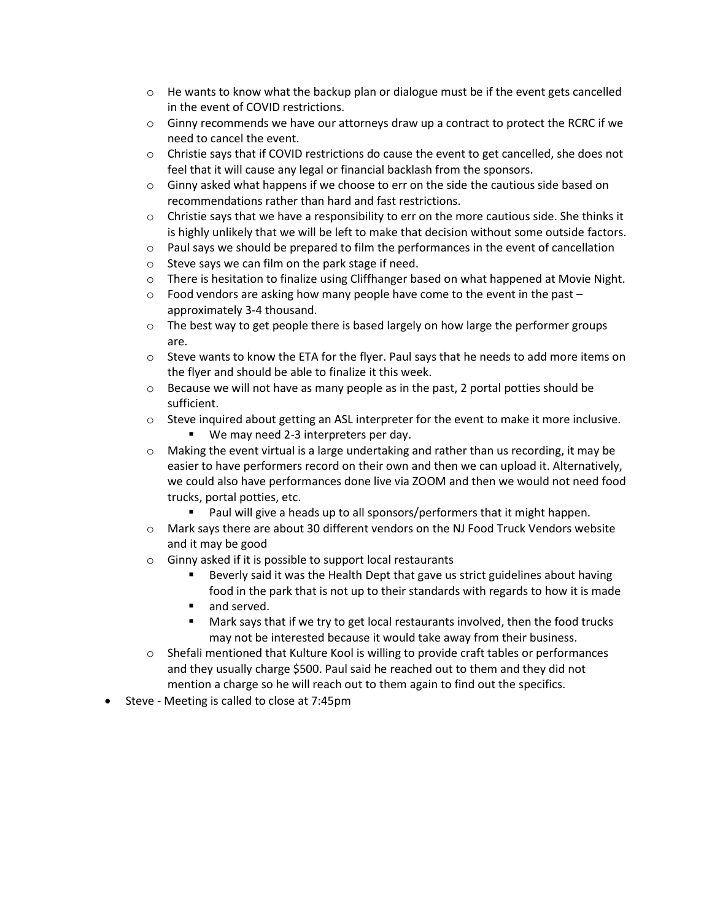- He wants to know what the backup plan or dialogue must be if the event gets cancelled in the event of COVID restrictions.
    - Ginny recommends we have our attorneys draw up a contract to protect the RCRC if we need to cancel the event.
    - Christie says that if COVID restrictions do cause the event to get cancelled, she does not feel that it will cause any legal or financial backlash from the sponsors.
    - Ginny asked what happens if we choose to err on the side the cautious side based on recommendations rather than hard and fast restrictions.
    - Christie says that we have a responsibility to err on the more cautious side. She thinks it is highly unlikely that we will be left to make that decision without some outside factors.
    - Paul says we should be prepared to film the performances in the event of cancellation
    - Steve says we can film on the park stage if need.
    - There is hesitation to finalize using Cliffhanger based on what happened at Movie Night.
    - Food vendors are asking how many people have come to the event in the past – approximately 3-4 thousand.
    - The best way to get people there is based largely on how large the performer groups are.
    - Steve wants to know the ETA for the flyer. Paul says that he needs to add more items on the flyer and should be able to finalize it this week.
    - Because we will not have as many people as in the past, 2 portal potties should be sufficient.
    - Steve inquired about getting an ASL interpreter for the event to make it more inclusive.
        - We may need 2-3 interpreters per day.
    - Making the event virtual is a large undertaking and rather than us recording, it may be easier to have performers record on their own and then we can upload it. Alternatively, we could also have performances done live via ZOOM and then we would not need food trucks, portal potties, etc.
        - Paul will give a heads up to all sponsors/performers that it might happen.
    - Mark says there are about 30 different vendors on the NJ Food Truck Vendors website and it may be good
    - Ginny asked if it is possible to support local restaurants
        - Beverly said it was the Health Dept that gave us strict guidelines about having food in the park that is not up to their standards with regards to how it is made
        - and served.
        - Mark says that if we try to get local restaurants involved, then the food trucks may not be interested because it would take away from their business.
    - Shefali mentioned that Kulture Kool is willing to provide craft tables or performances and they usually charge $500. Paul said he reached out to them and they did not mention a charge so he will reach out to them again to find out the specifics.
- Steve - Meeting is called to close at 7:45pm